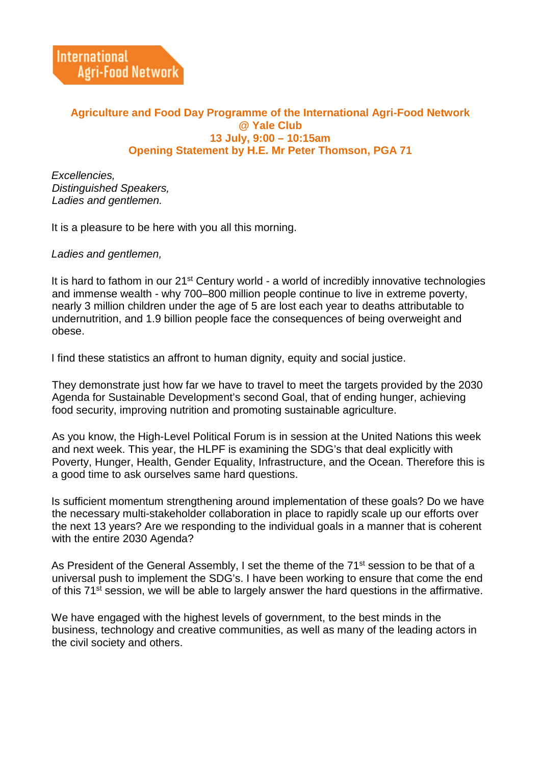International Agri-Food Network

**Agriculture and Food Day Programme of the International Agri-Food Network**
**@ Yale Club**
**13 July, 9:00 – 10:15am**
**Opening Statement by H.E. Mr Peter Thomson, PGA 71**

*Excellencies,*
*Distinguished Speakers,*
*Ladies and gentlemen.*

It is a pleasure to be here with you all this morning.

*Ladies and gentlemen,*

It is hard to fathom in our 21st Century world - a world of incredibly innovative technologies and immense wealth - why 700–800 million people continue to live in extreme poverty, nearly 3 million children under the age of 5 are lost each year to deaths attributable to undernutrition, and 1.9 billion people face the consequences of being overweight and obese.

I find these statistics an affront to human dignity, equity and social justice.

They demonstrate just how far we have to travel to meet the targets provided by the 2030 Agenda for Sustainable Development's second Goal, that of ending hunger, achieving food security, improving nutrition and promoting sustainable agriculture.

As you know, the High-Level Political Forum is in session at the United Nations this week and next week. This year, the HLPF is examining the SDG's that deal explicitly with Poverty, Hunger, Health, Gender Equality, Infrastructure, and the Ocean. Therefore this is a good time to ask ourselves same hard questions.

Is sufficient momentum strengthening around implementation of these goals? Do we have the necessary multi-stakeholder collaboration in place to rapidly scale up our efforts over the next 13 years? Are we responding to the individual goals in a manner that is coherent with the entire 2030 Agenda?

As President of the General Assembly, I set the theme of the 71st session to be that of a universal push to implement the SDG's. I have been working to ensure that come the end of this 71st session, we will be able to largely answer the hard questions in the affirmative.

We have engaged with the highest levels of government, to the best minds in the business, technology and creative communities, as well as many of the leading actors in the civil society and others.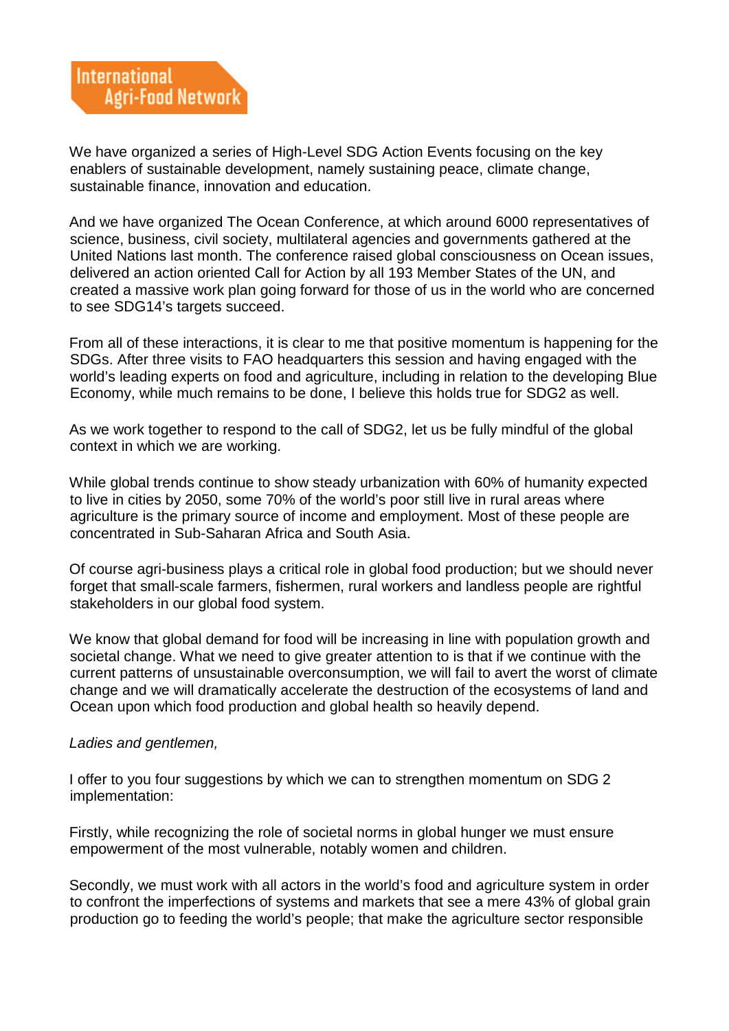We have organized a series of High-Level SDG Action Events focusing on the key enablers of sustainable development, namely sustaining peace, climate change, sustainable finance, innovation and education.

And we have organized The Ocean Conference, at which around 6000 representatives of science, business, civil society, multilateral agencies and governments gathered at the United Nations last month. The conference raised global consciousness on Ocean issues, delivered an action oriented Call for Action by all 193 Member States of the UN, and created a massive work plan going forward for those of us in the world who are concerned to see SDG14's targets succeed.

From all of these interactions, it is clear to me that positive momentum is happening for the SDGs. After three visits to FAO headquarters this session and having engaged with the world's leading experts on food and agriculture, including in relation to the developing Blue Economy, while much remains to be done, I believe this holds true for SDG2 as well.

As we work together to respond to the call of SDG2, let us be fully mindful of the global context in which we are working.

While global trends continue to show steady urbanization with 60% of humanity expected to live in cities by 2050, some 70% of the world's poor still live in rural areas where agriculture is the primary source of income and employment. Most of these people are concentrated in Sub-Saharan Africa and South Asia.

Of course agri-business plays a critical role in global food production; but we should never forget that small-scale farmers, fishermen, rural workers and landless people are rightful stakeholders in our global food system.

We know that global demand for food will be increasing in line with population growth and societal change. What we need to give greater attention to is that if we continue with the current patterns of unsustainable overconsumption, we will fail to avert the worst of climate change and we will dramatically accelerate the destruction of the ecosystems of land and Ocean upon which food production and global health so heavily depend.

*Ladies and gentlemen,*

I offer to you four suggestions by which we can to strengthen momentum on SDG 2 implementation:

Firstly, while recognizing the role of societal norms in global hunger we must ensure empowerment of the most vulnerable, notably women and children.

Secondly, we must work with all actors in the world's food and agriculture system in order to confront the imperfections of systems and markets that see a mere 43% of global grain production go to feeding the world's people; that make the agriculture sector responsible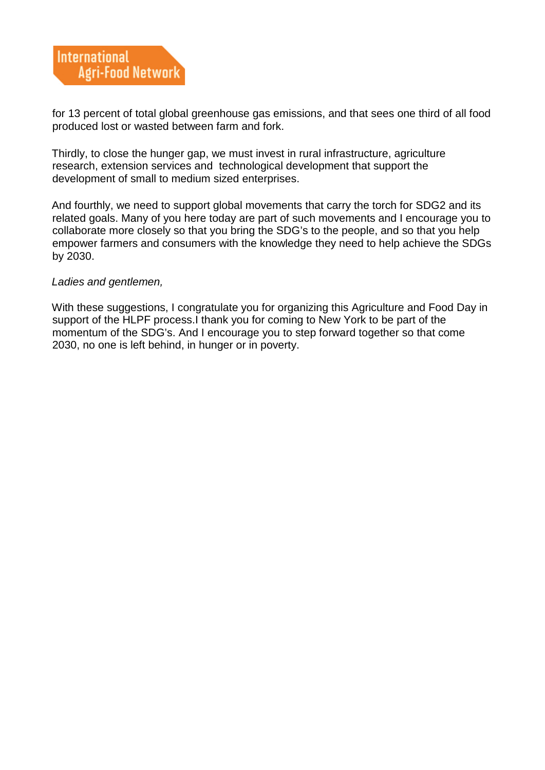for 13 percent of total global greenhouse gas emissions, and that sees one third of all food produced lost or wasted between farm and fork.

Thirdly, to close the hunger gap, we must invest in rural infrastructure, agriculture research, extension services and technological development that support the development of small to medium sized enterprises.

And fourthly, we need to support global movements that carry the torch for SDG2 and its related goals. Many of you here today are part of such movements and I encourage you to collaborate more closely so that you bring the SDG's to the people, and so that you help empower farmers and consumers with the knowledge they need to help achieve the SDGs by 2030.

*Ladies and gentlemen,*

With these suggestions, I congratulate you for organizing this Agriculture and Food Day in support of the HLPF process.I thank you for coming to New York to be part of the momentum of the SDG's. And I encourage you to step forward together so that come 2030, no one is left behind, in hunger or in poverty.